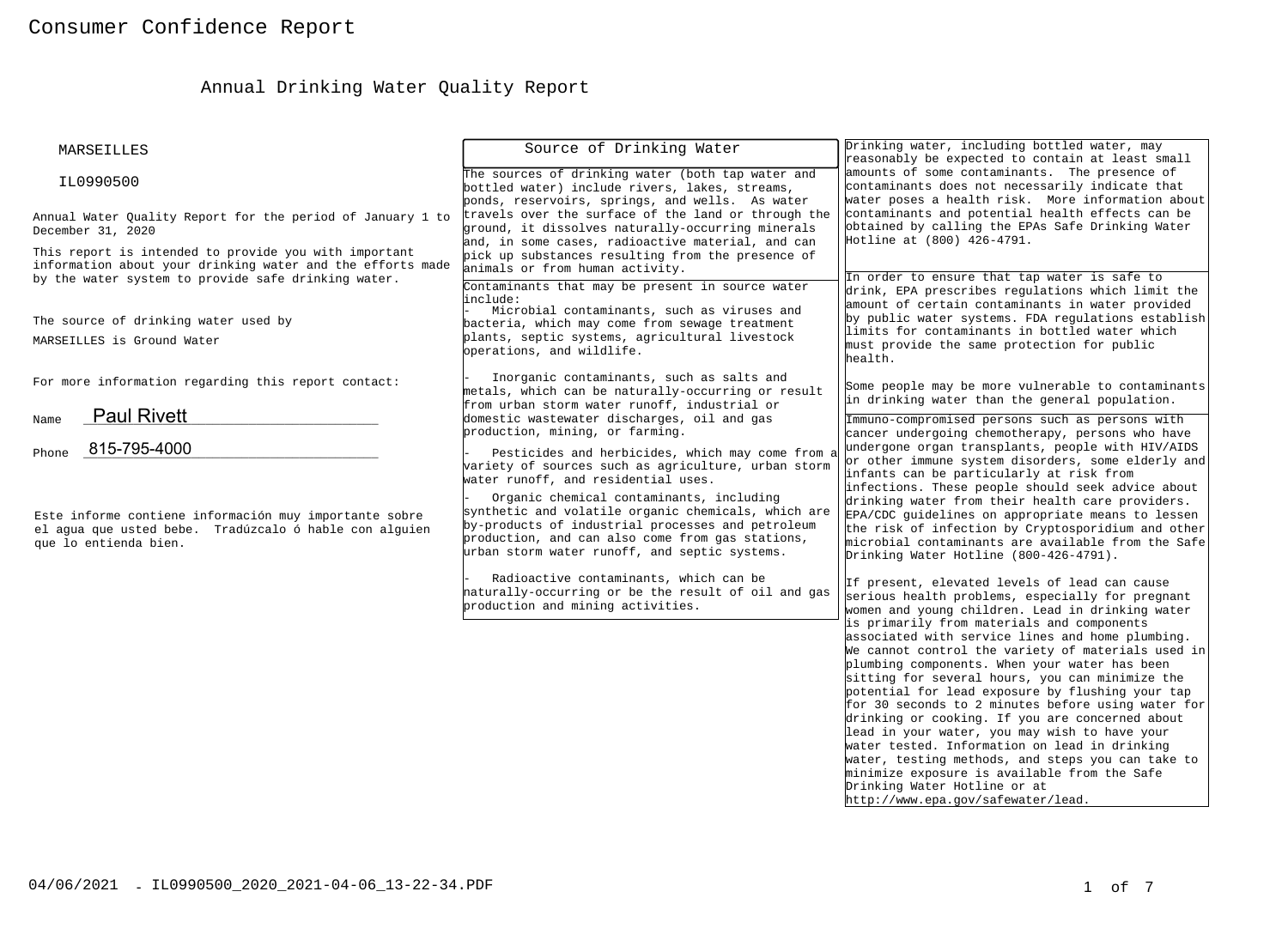# Consumer Confidence Report

## Annual Drinking Water Quality Report

MARSEILLES

IL0990500

Annual Water Quality Report for the period of January 1 to December 31, 2020

This report is intended to provide you with important information about your drinking water and the efforts made by the water system to provide safe drinking water.

The source of drinking water used by MARSEILLES is Ground Water

For more information regarding this report contact:

Name Paul Rivett

Phone 815-795-4000

Este informe contiene información muy importante sobre el agua que usted bebe. Tradúzcalo ó hable con alguien que lo entienda bien.

### Source of Drinking Water

The sources of drinking water (both tap water and bottled water) include rivers, lakes, streams, ponds, reservoirs, springs, and wells. As water travels over the surface of the land or through the ground, it dissolves naturally-occurring minerals and, in some cases, radioactive material, and can pick up substances resulting from the presence of animals or from human activity.

Contaminants that may be present in source water include:

- Microbial contaminants, such as viruses and bacteria, which may come from sewage treatment plants, septic systems, agricultural livestock operations, and wildlife.
- Inorganic contaminants, such as salts and metals, which can be naturally-occurring or result from urban storm water runoff, industrial or domestic wastewater discharges, oil and gas production, mining, or farming.
- Pesticides and herbicides, which may come from a variety of sources such as agriculture, urban storm water runoff, and residential uses.
- Organic chemical contaminants, including synthetic and volatile organic chemicals, which are by-products of industrial processes and petroleum production, and can also come from gas stations, urban storm water runoff, and septic systems.
- Radioactive contaminants, which can be naturally-occurring or be the result of oil and gas production and mining activities.

Drinking water, including bottled water, may reasonably be expected to contain at least small amounts of some contaminants. The presence of contaminants does not necessarily indicate that water poses a health risk. More information about contaminants and potential health effects can be obtained by calling the EPAs Safe Drinking Water Hotline at (800) 426-4791.

In order to ensure that tap water is safe to drink, EPA prescribes regulations which limit the amount of certain contaminants in water provided by public water systems. FDA regulations establish limits for contaminants in bottled water which must provide the same protection for public health.

Some people may be more vulnerable to contaminants in drinking water than the general population.

Immuno-compromised persons such as persons with cancer undergoing chemotherapy, persons who have undergone organ transplants, people with HIV/AIDS or other immune system disorders, some elderly and infants can be particularly at risk from infections. These people should seek advice about drinking water from their health care providers. EPA/CDC guidelines on appropriate means to lessen the risk of infection by Cryptosporidium and other microbial contaminants are available from the Safe Drinking Water Hotline (800-426-4791).

If present, elevated levels of lead can cause serious health problems, especially for pregnant women and young children. Lead in drinking water is primarily from materials and components associated with service lines and home plumbing. We cannot control the variety of materials used in plumbing components. When your water has been sitting for several hours, you can minimize the potential for lead exposure by flushing your tap for 30 seconds to 2 minutes before using water for drinking or cooking. If you are concerned about lead in your water, you may wish to have your water tested. Information on lead in drinking water, testing methods, and steps you can take to minimize exposure is available from the Safe Drinking Water Hotline or at http://www.epa.gov/safewater/lead.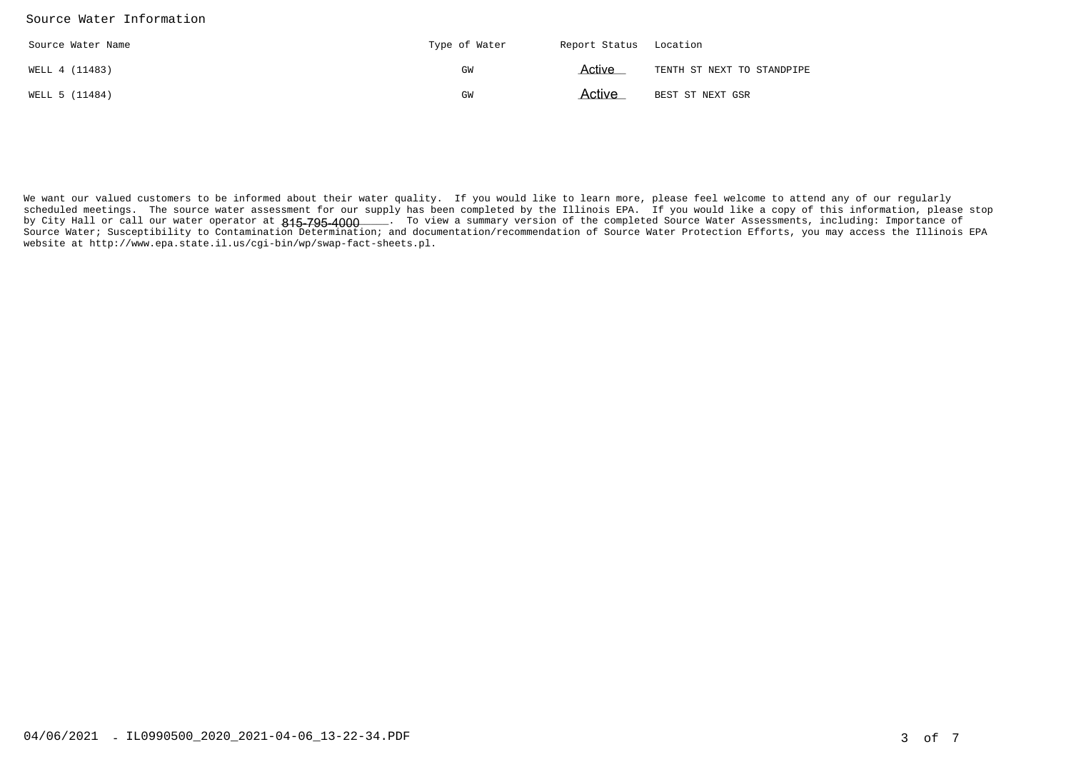## Source Water Information

| Source Water Name | Type of Water | Report Status | Location |
|---|---|---|---|
| WELL 4 (11483) | GW | Active | TENTH ST NEXT TO STANDPIPE |
| WELL 5 (11484) | GW | Active | BEST ST NEXT GSR |

We want our valued customers to be informed about their water quality. If you would like to learn more, please feel welcome to attend any of our regularly scheduled meetings. The source water assessment for our supply has been completed by the Illinois EPA. If you would like a copy of this information, please stop by City Hall or call our water operator at 815-795-4000. To view a summary version of the completed Source Water Assessments, including: Importance of Source Water; Susceptibility to Contamination Determination; and documentation/recommendation of Source Water Protection Efforts, you may access the Illinois EPA website at http://www.epa.state.il.us/cgi-bin/wp/swap-fact-sheets.pl.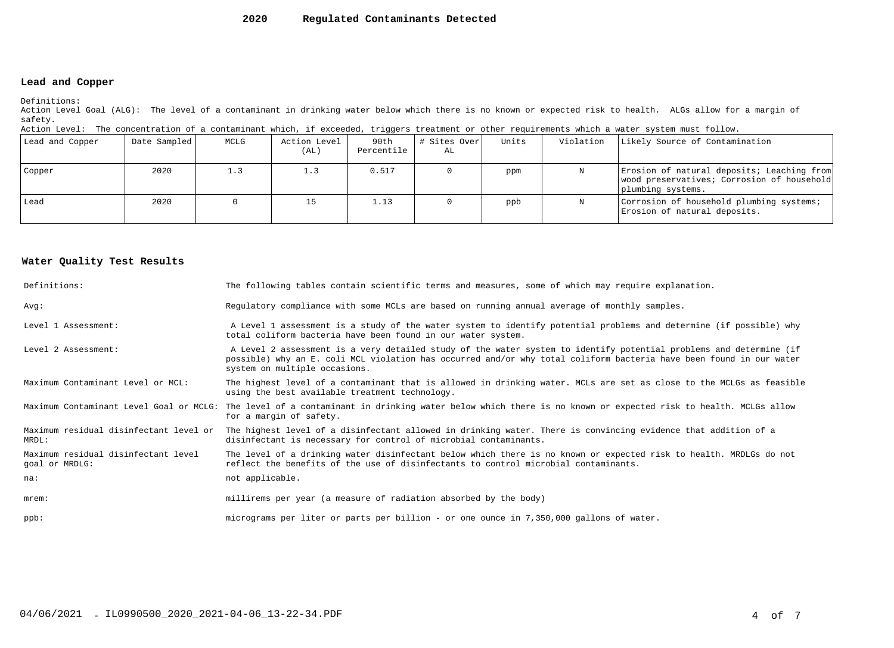# 2020 Regulated Contaminants Detected

## Lead and Copper

Definitions:
Action Level Goal (ALG): The level of a contaminant in drinking water below which there is no known or expected risk to health. ALGs allow for a margin of safety.
Action Level: The concentration of a contaminant which, if exceeded, triggers treatment or other requirements which a water system must follow.

| Lead and Copper | Date Sampled | MCLG | Action Level (AL) | 90th Percentile | # Sites Over AL | Units | Violation | Likely Source of Contamination |
|---|---|---|---|---|---|---|---|---|
| Copper | 2020 | 1.3 | 1.3 | 0.517 | 0 | ppm | N | Erosion of natural deposits; Leaching from wood preservatives; Corrosion of household plumbing systems. |
| Lead | 2020 | 0 | 15 | 1.13 | 0 | ppb | N | Corrosion of household plumbing systems; Erosion of natural deposits. |

## Water Quality Test Results

| | |
|---|---|
| Definitions: | The following tables contain scientific terms and measures, some of which may require explanation. |
| Avg: | Regulatory compliance with some MCLs are based on running annual average of monthly samples. |
| Level 1 Assessment: | A Level 1 assessment is a study of the water system to identify potential problems and determine (if possible) why total coliform bacteria have been found in our water system. |
| Level 2 Assessment: | A Level 2 assessment is a very detailed study of the water system to identify potential problems and determine (if possible) why an E. coli MCL violation has occurred and/or why total coliform bacteria have been found in our water system on multiple occasions. |
| Maximum Contaminant Level or MCL: | The highest level of a contaminant that is allowed in drinking water. MCLs are set as close to the MCLGs as feasible using the best available treatment technology. |
| Maximum Contaminant Level Goal or MCLG: | The level of a contaminant in drinking water below which there is no known or expected risk to health. MCLGs allow for a margin of safety. |
| Maximum residual disinfectant level or MRDL: | The highest level of a disinfectant allowed in drinking water. There is convincing evidence that addition of a disinfectant is necessary for control of microbial contaminants. |
| Maximum residual disinfectant level goal or MRDLG: | The level of a drinking water disinfectant below which there is no known or expected risk to health. MRDLGs do not reflect the benefits of the use of disinfectants to control microbial contaminants. |
| na: | not applicable. |
| mrem: | millirems per year (a measure of radiation absorbed by the body) |
| ppb: | micrograms per liter or parts per billion - or one ounce in 7,350,000 gallons of water. |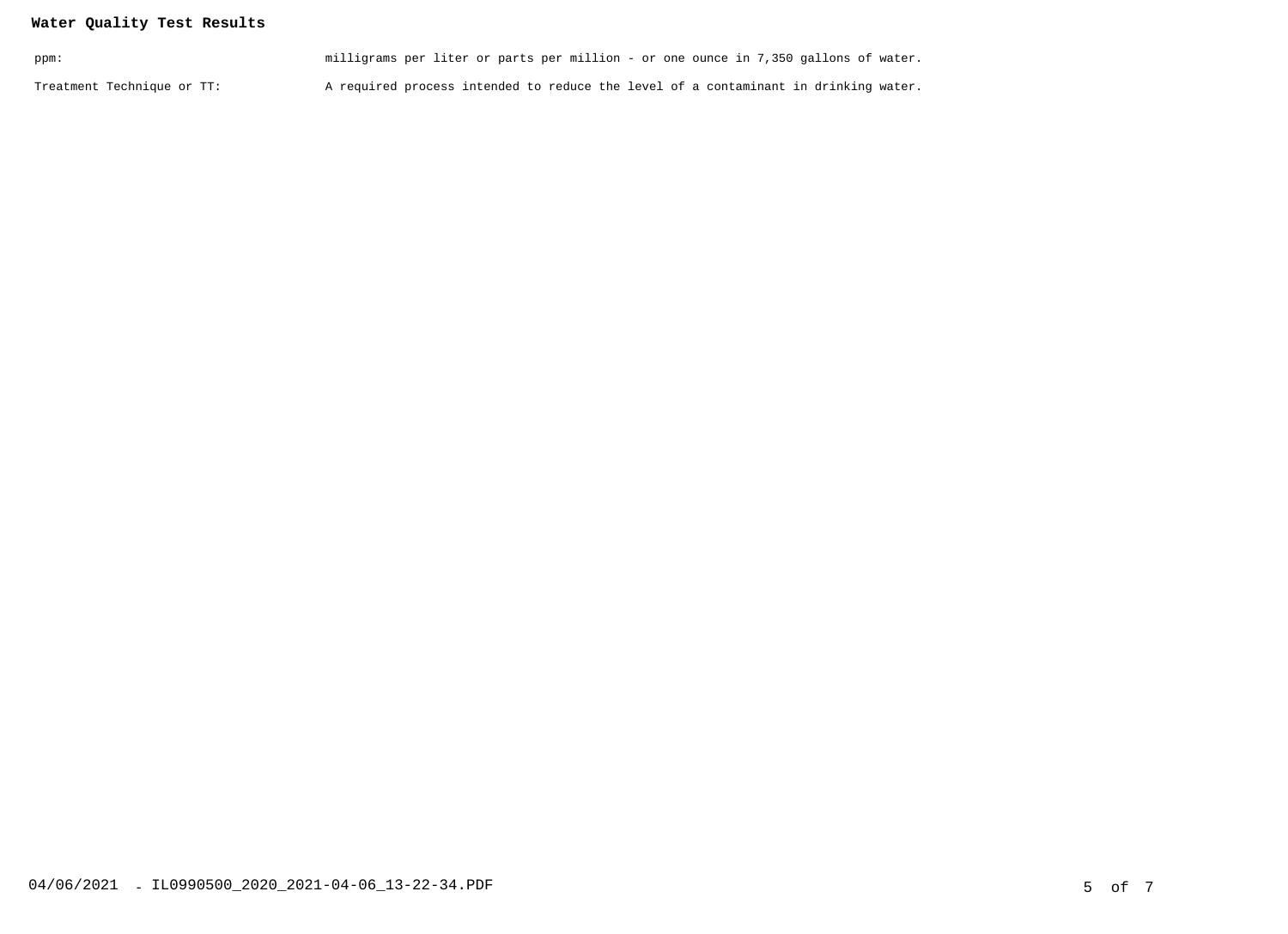**Water Quality Test Results**

| | |
|---|---|
| ppm: | milligrams per liter or parts per million - or one ounce in 7,350 gallons of water. |
| Treatment Technique or TT: | A required process intended to reduce the level of a contaminant in drinking water. |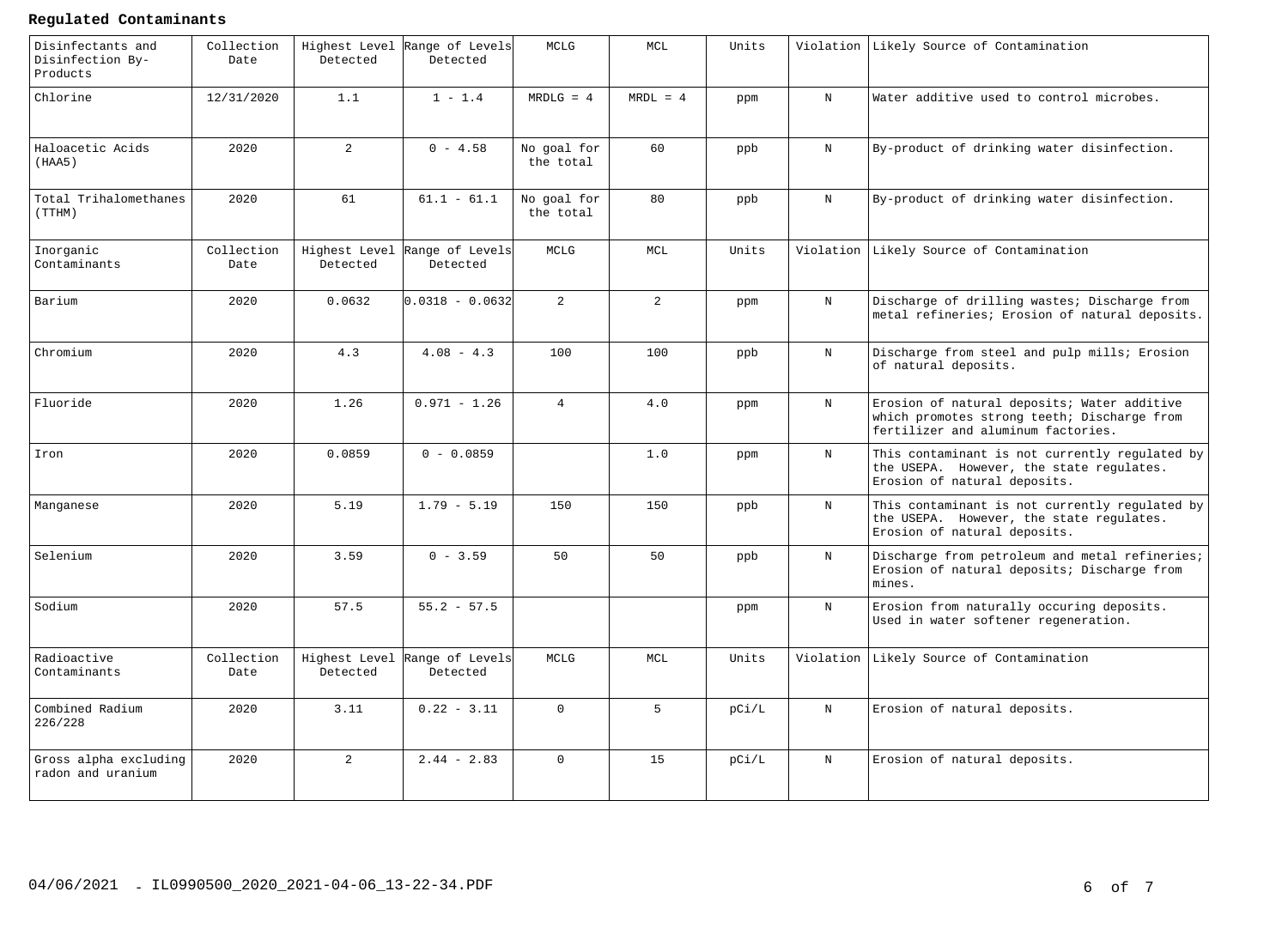### Regulated Contaminants

| Disinfectants and Disinfection By-Products | Collection Date | Highest Level Detected | Range of Levels Detected | MCLG | MCL | Units | Violation | Likely Source of Contamination |
|---|---|---|---|---|---|---|---|---|
| Chlorine | 12/31/2020 | 1.1 | 1 - 1.4 | MRDLG = 4 | MRDL = 4 | ppm | N | Water additive used to control microbes. |
| Haloacetic Acids (HAA5) | 2020 | 2 | 0 - 4.58 | No goal for the total | 60 | ppb | N | By-product of drinking water disinfection. |
| Total Trihalomethanes (TTHM) | 2020 | 61 | 61.1 - 61.1 | No goal for the total | 80 | ppb | N | By-product of drinking water disinfection. |
| **Inorganic Contaminants** | **Collection Date** | **Highest Level Detected** | **Range of Levels Detected** | **MCLG** | **MCL** | **Units** | **Violation** | **Likely Source of Contamination** |
| Barium | 2020 | 0.0632 | 0.0318 - 0.0632 | 2 | 2 | ppm | N | Discharge of drilling wastes; Discharge from metal refineries; Erosion of natural deposits. |
| Chromium | 2020 | 4.3 | 4.08 - 4.3 | 100 | 100 | ppb | N | Discharge from steel and pulp mills; Erosion of natural deposits. |
| Fluoride | 2020 | 1.26 | 0.971 - 1.26 | 4 | 4.0 | ppm | N | Erosion of natural deposits; Water additive which promotes strong teeth; Discharge from fertilizer and aluminum factories. |
| Iron | 2020 | 0.0859 | 0 - 0.0859 | | 1.0 | ppm | N | This contaminant is not currently regulated by the USEPA. However, the state regulates. Erosion of natural deposits. |
| Manganese | 2020 | 5.19 | 1.79 - 5.19 | 150 | 150 | ppb | N | This contaminant is not currently regulated by the USEPA. However, the state regulates. Erosion of natural deposits. |
| Selenium | 2020 | 3.59 | 0 - 3.59 | 50 | 50 | ppb | N | Discharge from petroleum and metal refineries; Erosion of natural deposits; Discharge from mines. |
| Sodium | 2020 | 57.5 | 55.2 - 57.5 | | | ppm | N | Erosion from naturally occuring deposits. Used in water softener regeneration. |
| **Radioactive Contaminants** | **Collection Date** | **Highest Level Detected** | **Range of Levels Detected** | **MCLG** | **MCL** | **Units** | **Violation** | **Likely Source of Contamination** |
| Combined Radium 226/228 | 2020 | 3.11 | 0.22 - 3.11 | 0 | 5 | pCi/L | N | Erosion of natural deposits. |
| Gross alpha excluding radon and uranium | 2020 | 2 | 2.44 - 2.83 | 0 | 15 | pCi/L | N | Erosion of natural deposits. |

04/06/2021 - IL0990500_2020_2021-04-06_13-22-34.PDF